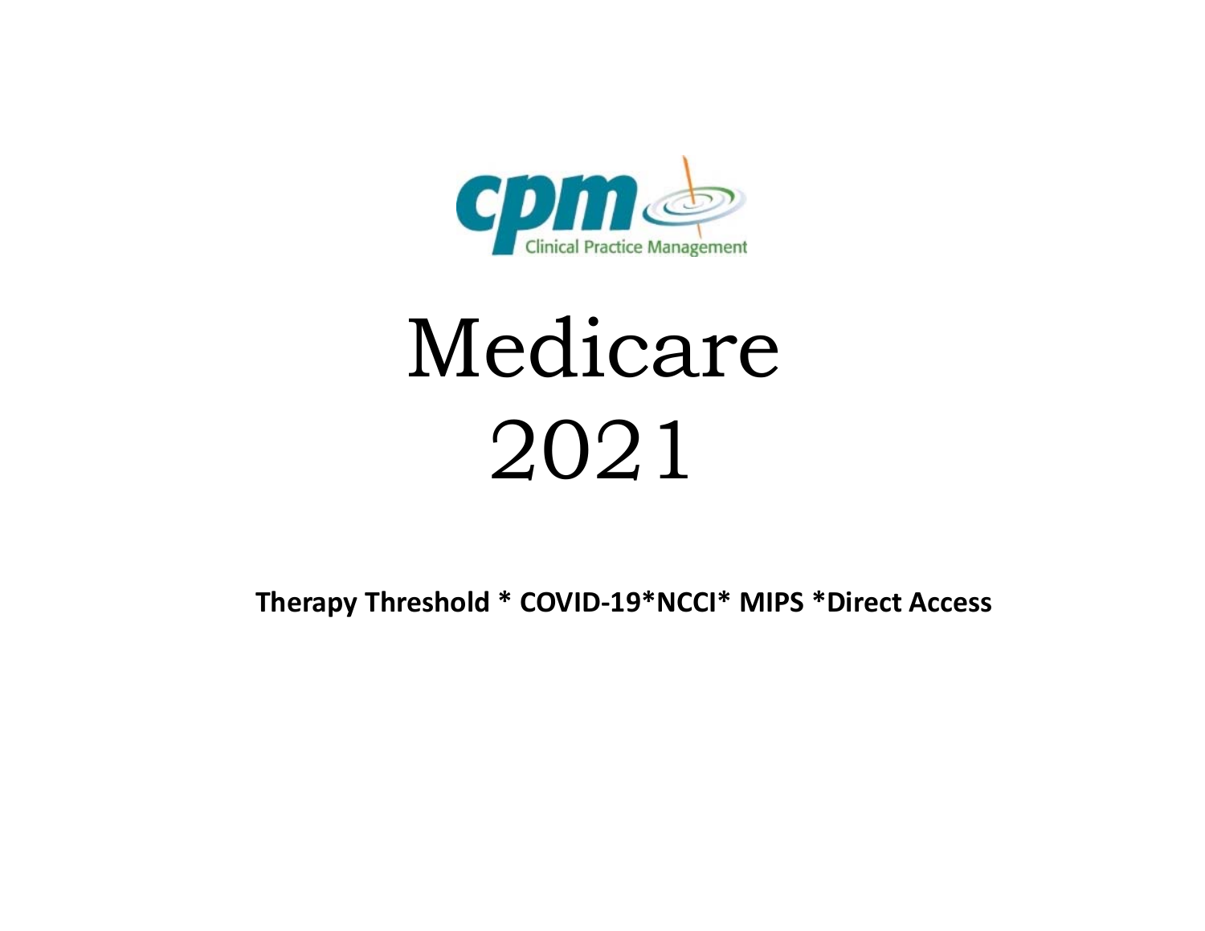cpm Clinical Practice Management

# Medicare 2021

**Therapy Threshold * COVID-19*NCCI* MIPS *Direct Access**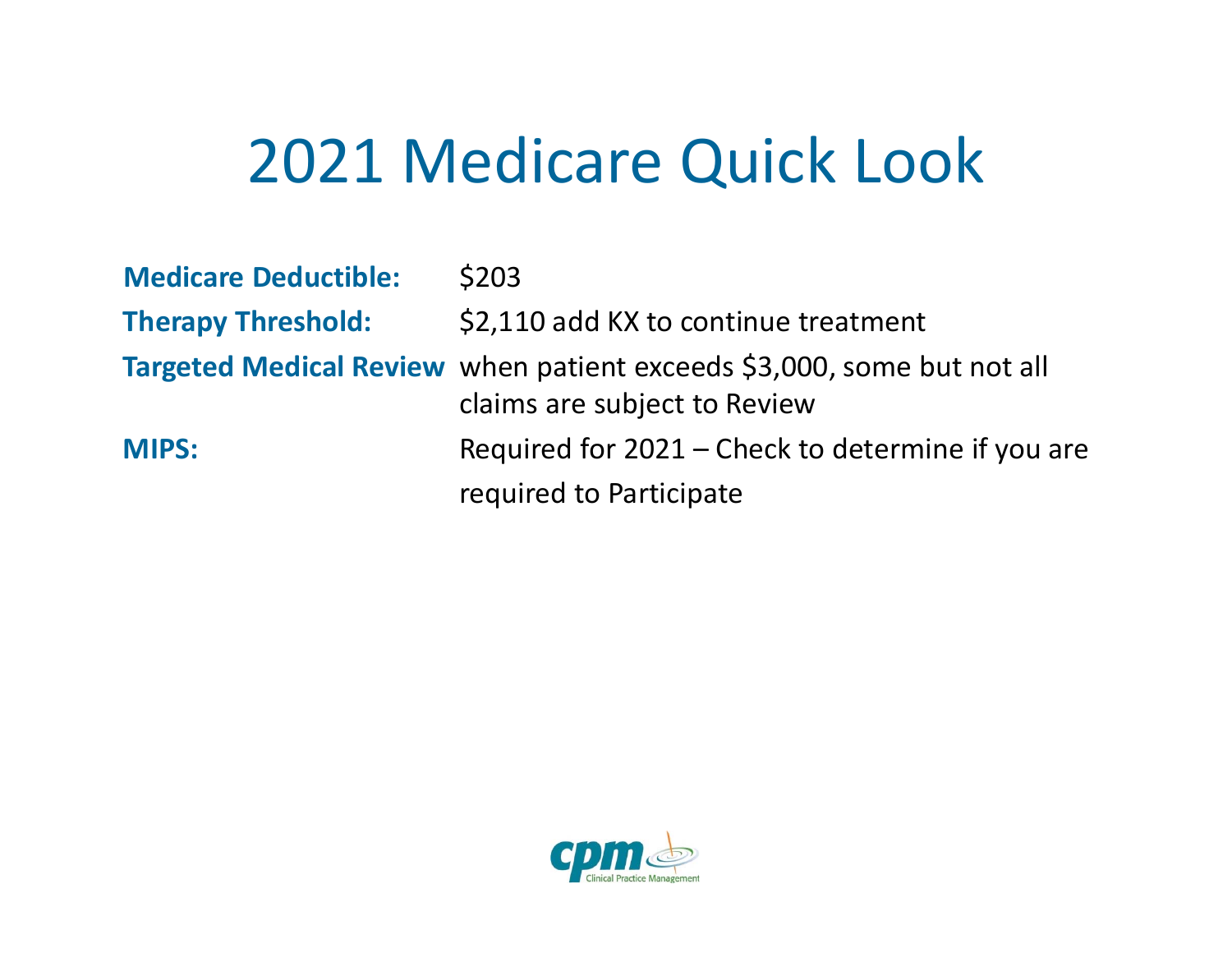# 2021 Medicare Quick Look

**Medicare Deductible:** $203

**Therapy Threshold:** $2,110 add KX to continue treatment

**Targeted Medical Review** when patient exceeds $3,000, some but not all claims are subject to Review

**MIPS:** Required for 2021 – Check to determine if you are required to Participate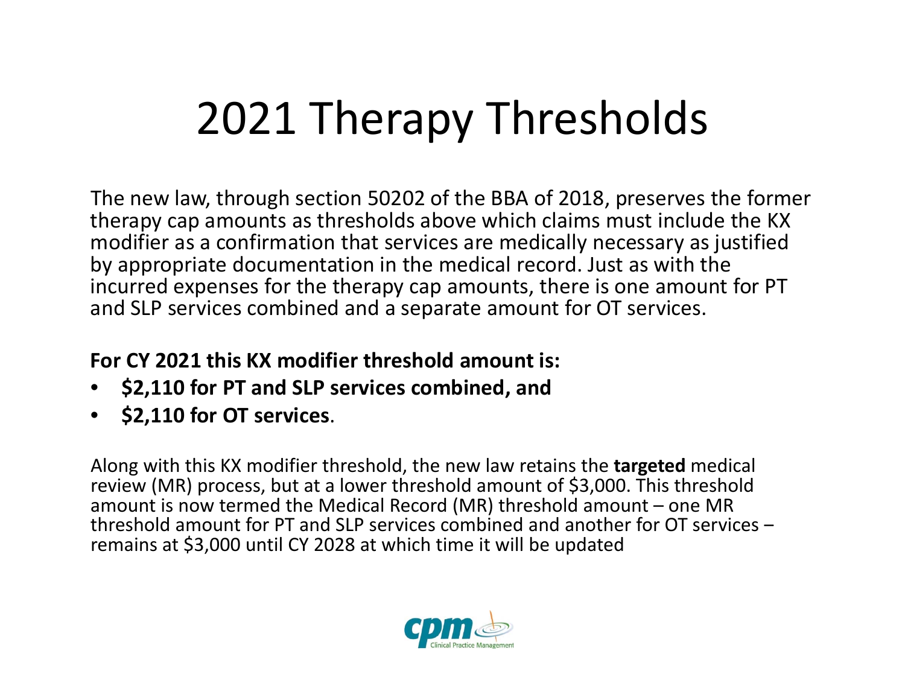# 2021 Therapy Thresholds

The new law, through section 50202 of the BBA of 2018, preserves the former therapy cap amounts as thresholds above which claims must include the KX modifier as a confirmation that services are medically necessary as justified by appropriate documentation in the medical record. Just as with the incurred expenses for the therapy cap amounts, there is one amount for PT and SLP services combined and a separate amount for OT services.

**For CY 2021 this KX modifier threshold amount is:**

- **$2,110 for PT and SLP services combined, and**
- **$2,110 for OT services**.

Along with this KX modifier threshold, the new law retains the **targeted** medical review (MR) process, but at a lower threshold amount of $3,000. This threshold amount is now termed the Medical Record (MR) threshold amount – one MR threshold amount for PT and SLP services combined and another for OT services – remains at $3,000 until CY 2028 at which time it will be updated

cpm Clinical Practice Management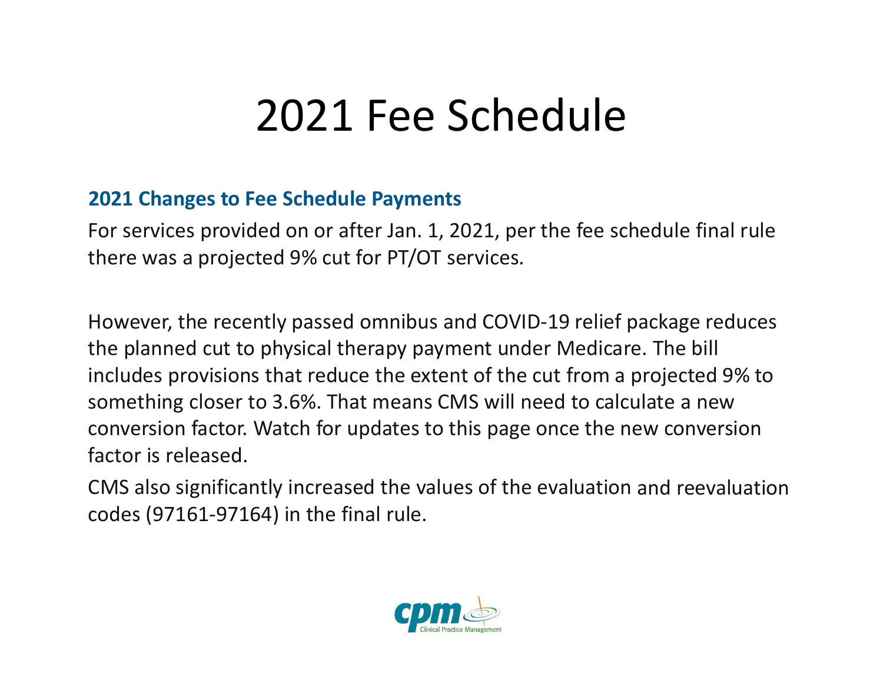# 2021 Fee Schedule

**2021 Changes to Fee Schedule Payments**

For services provided on or after Jan. 1, 2021, per the fee schedule final rule there was a projected 9% cut for PT/OT services.

However, the recently passed omnibus and COVID-19 relief package reduces the planned cut to physical therapy payment under Medicare. The bill includes provisions that reduce the extent of the cut from a projected 9% to something closer to 3.6%. That means CMS will need to calculate a new conversion factor. Watch for updates to this page once the new conversion factor is released.

CMS also significantly increased the values of the evaluation and reevaluation codes (97161-97164) in the final rule.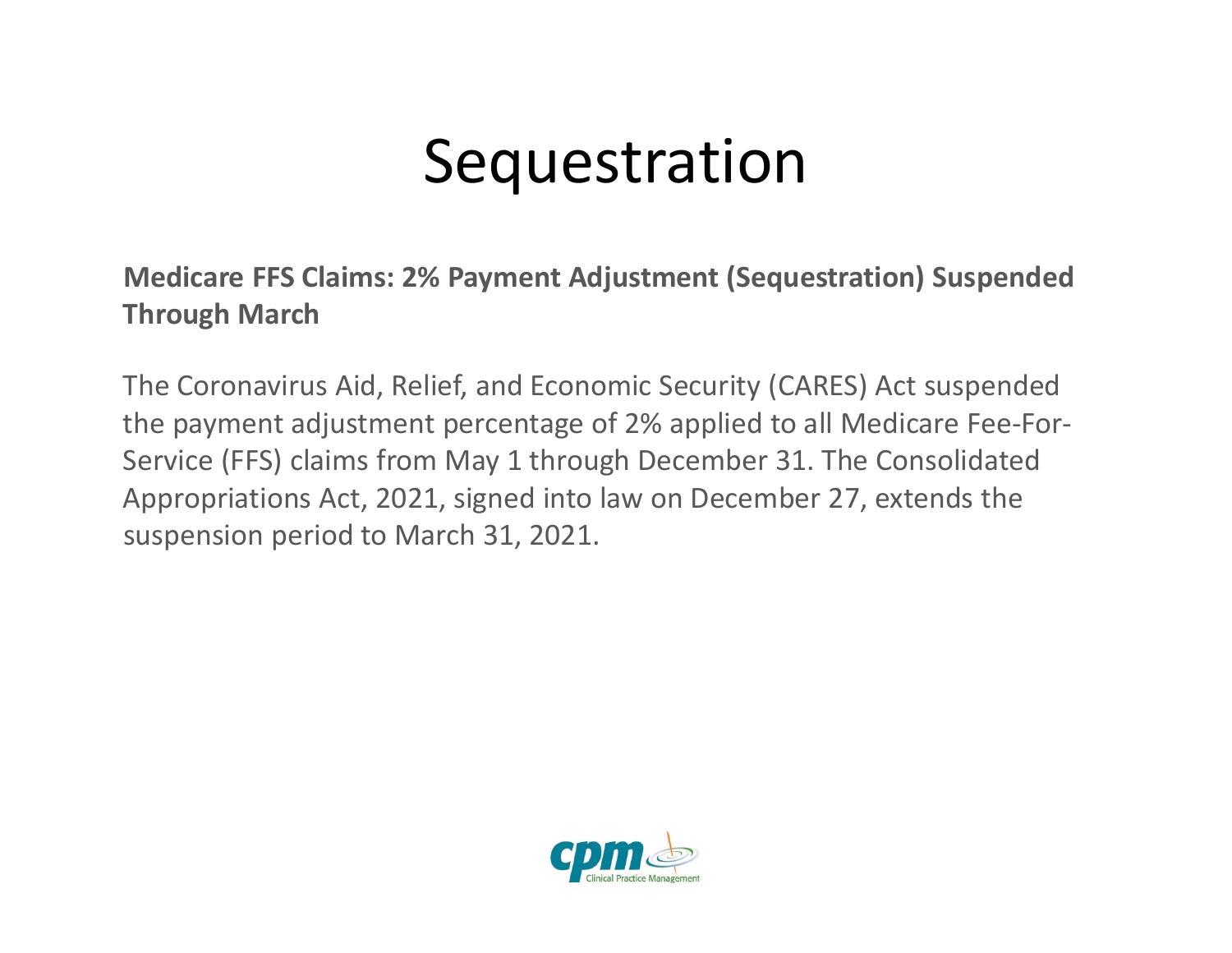# Sequestration

**Medicare FFS Claims: 2% Payment Adjustment (Sequestration) Suspended Through March**

The Coronavirus Aid, Relief, and Economic Security (CARES) Act suspended the payment adjustment percentage of 2% applied to all Medicare Fee-For-Service (FFS) claims from May 1 through December 31. The Consolidated Appropriations Act, 2021, signed into law on December 27, extends the suspension period to March 31, 2021.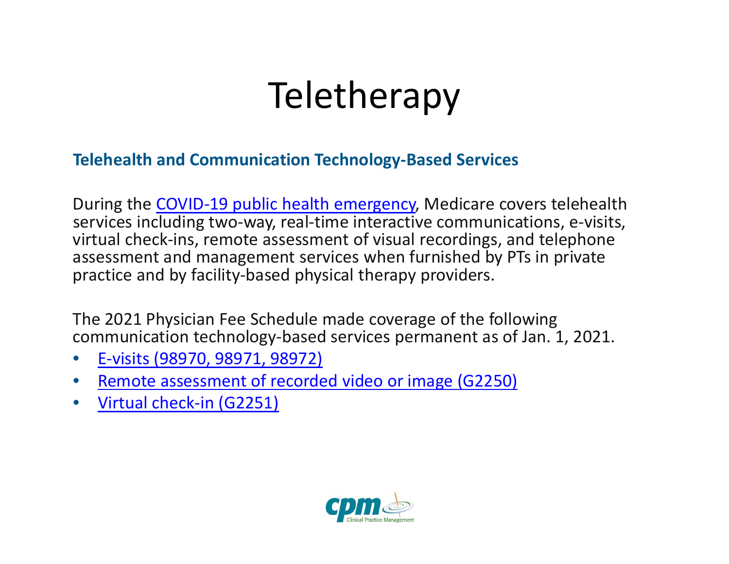# Teletherapy

## Telehealth and Communication Technology-Based Services

During the COVID-19 public health emergency, Medicare covers telehealth services including two-way, real-time interactive communications, e-visits, virtual check-ins, remote assessment of visual recordings, and telephone assessment and management services when furnished by PTs in private practice and by facility-based physical therapy providers.

The 2021 Physician Fee Schedule made coverage of the following communication technology-based services permanent as of Jan. 1, 2021.

- E-visits (98970, 98971, 98972)
- Remote assessment of recorded video or image (G2250)
- Virtual check-in (G2251)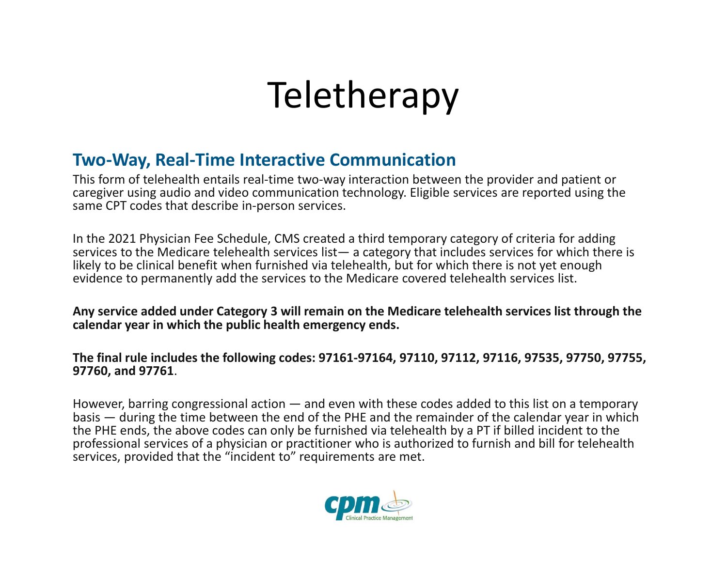# Teletherapy

## Two-Way, Real-Time Interactive Communication

This form of telehealth entails real-time two-way interaction between the provider and patient or caregiver using audio and video communication technology. Eligible services are reported using the same CPT codes that describe in-person services.

In the 2021 Physician Fee Schedule, CMS created a third temporary category of criteria for adding services to the Medicare telehealth services list— a category that includes services for which there is likely to be clinical benefit when furnished via telehealth, but for which there is not yet enough evidence to permanently add the services to the Medicare covered telehealth services list.

**Any service added under Category 3 will remain on the Medicare telehealth services list through the calendar year in which the public health emergency ends.**

**The final rule includes the following codes: 97161-97164, 97110, 97112, 97116, 97535, 97750, 97755, 97760, and 97761**.

However, barring congressional action — and even with these codes added to this list on a temporary basis — during the time between the end of the PHE and the remainder of the calendar year in which the PHE ends, the above codes can only be furnished via telehealth by a PT if billed incident to the professional services of a physician or practitioner who is authorized to furnish and bill for telehealth services, provided that the "incident to" requirements are met.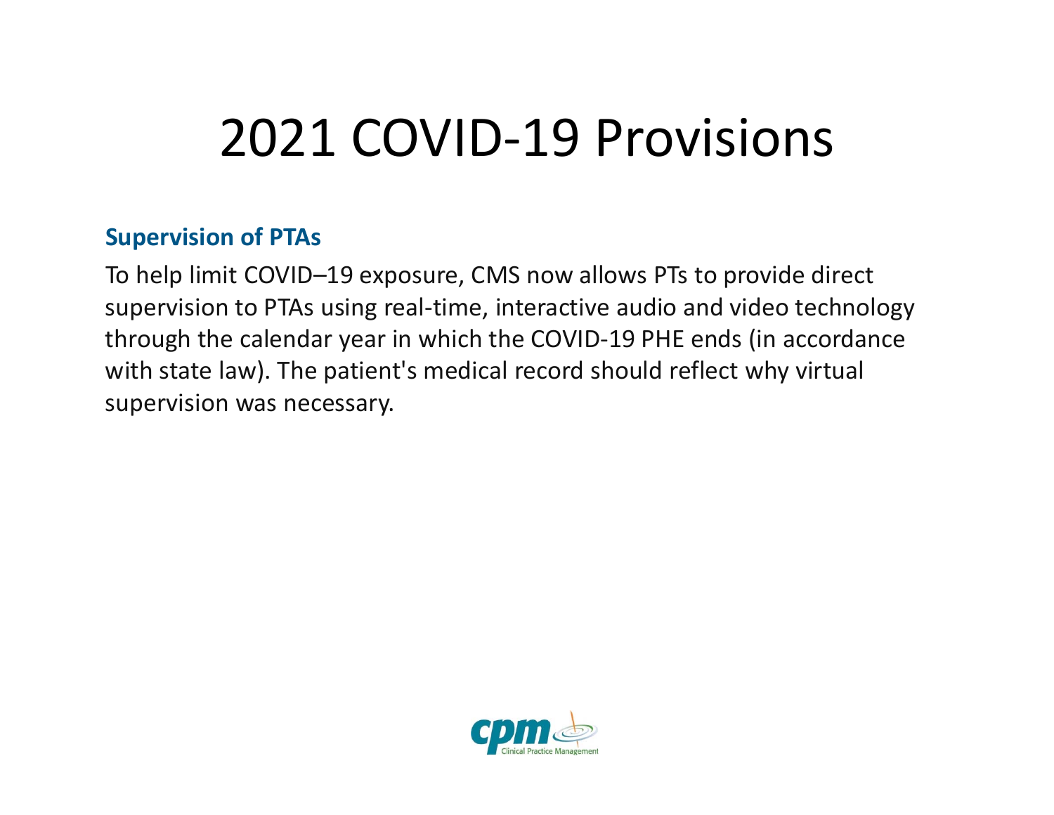# 2021 COVID-19 Provisions

**Supervision of PTAs**

To help limit COVID–19 exposure, CMS now allows PTs to provide direct supervision to PTAs using real-time, interactive audio and video technology through the calendar year in which the COVID-19 PHE ends (in accordance with state law). The patient's medical record should reflect why virtual supervision was necessary.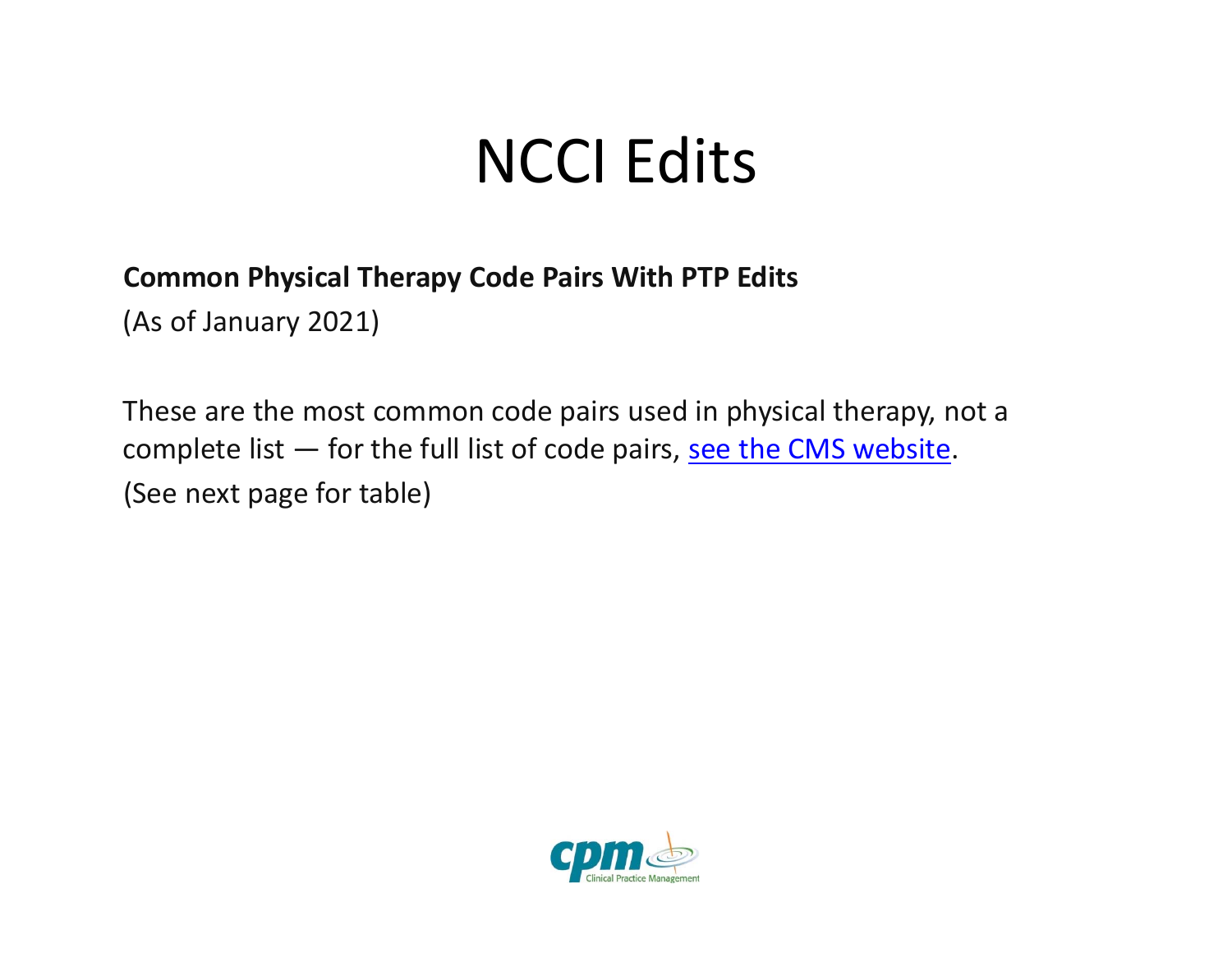# NCCI Edits

**Common Physical Therapy Code Pairs With PTP Edits**

(As of January 2021)

These are the most common code pairs used in physical therapy, not a complete list — for the full list of code pairs, see the CMS website.

(See next page for table)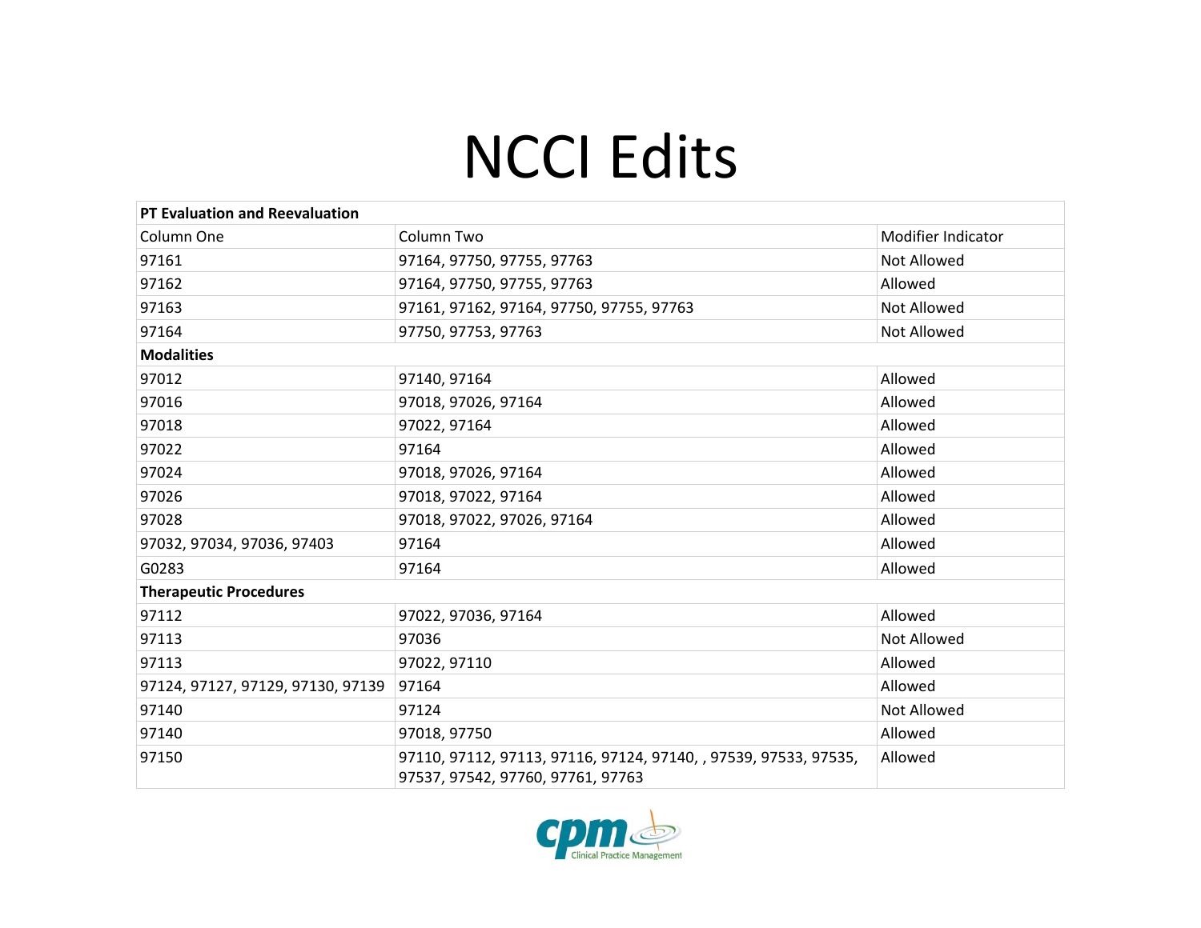# NCCI Edits

| PT Evaluation and Reevaluation | | |
|---|---|---|
| Column One | Column Two | Modifier Indicator |
| 97161 | 97164, 97750, 97755, 97763 | Not Allowed |
| 97162 | 97164, 97750, 97755, 97763 | Allowed |
| 97163 | 97161, 97162, 97164, 97750, 97755, 97763 | Not Allowed |
| 97164 | 97750, 97753, 97763 | Not Allowed |
| **Modalities** | | |
| 97012 | 97140, 97164 | Allowed |
| 97016 | 97018, 97026, 97164 | Allowed |
| 97018 | 97022, 97164 | Allowed |
| 97022 | 97164 | Allowed |
| 97024 | 97018, 97026, 97164 | Allowed |
| 97026 | 97018, 97022, 97164 | Allowed |
| 97028 | 97018, 97022, 97026, 97164 | Allowed |
| 97032, 97034, 97036, 97403 | 97164 | Allowed |
| G0283 | 97164 | Allowed |
| **Therapeutic Procedures** | | |
| 97112 | 97022, 97036, 97164 | Allowed |
| 97113 | 97036 | Not Allowed |
| 97113 | 97022, 97110 | Allowed |
| 97124, 97127, 97129, 97130, 97139 | 97164 | Allowed |
| 97140 | 97124 | Not Allowed |
| 97140 | 97018, 97750 | Allowed |
| 97150 | 97110, 97112, 97113, 97116, 97124, 97140, , 97539, 97533, 97535, 97537, 97542, 97760, 97761, 97763 | Allowed |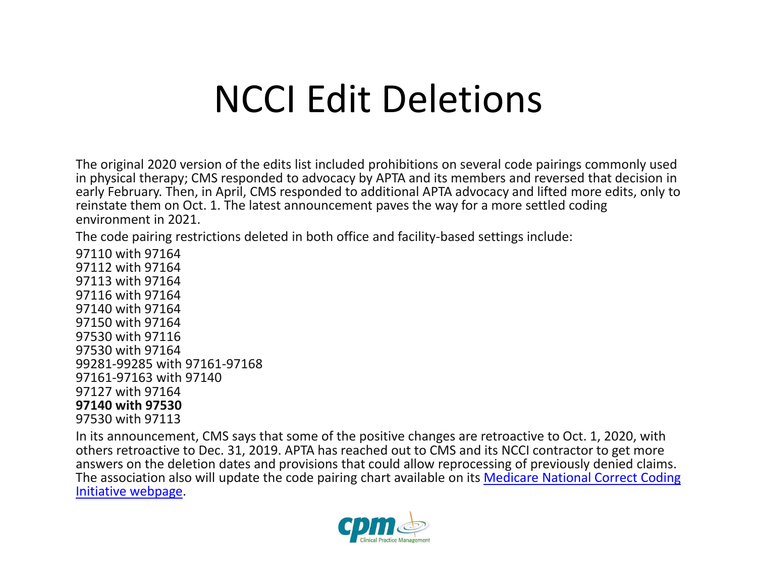# NCCI Edit Deletions

The original 2020 version of the edits list included prohibitions on several code pairings commonly used in physical therapy; CMS responded to advocacy by APTA and its members and reversed that decision in early February. Then, in April, CMS responded to additional APTA advocacy and lifted more edits, only to reinstate them on Oct. 1. The latest announcement paves the way for a more settled coding environment in 2021.

The code pairing restrictions deleted in both office and facility-based settings include:

97110 with 97164
97112 with 97164
97113 with 97164
97116 with 97164
97140 with 97164
97150 with 97164
97530 with 97116
97530 with 97164
99281-99285 with 97161-97168
97161-97163 with 97140
97127 with 97164
**97140 with 97530**
97530 with 97113

In its announcement, CMS says that some of the positive changes are retroactive to Oct. 1, 2020, with others retroactive to Dec. 31, 2019. APTA has reached out to CMS and its NCCI contractor to get more answers on the deletion dates and provisions that could allow reprocessing of previously denied claims. The association also will update the code pairing chart available on its Medicare National Correct Coding Initiative webpage.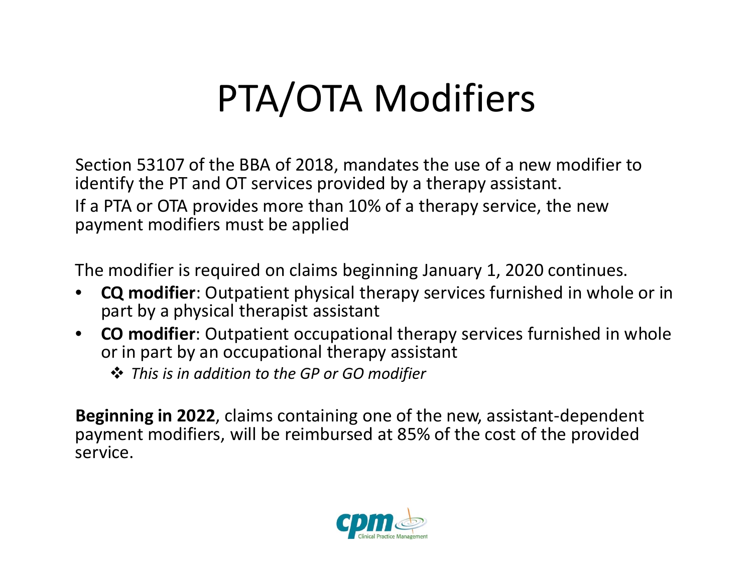# PTA/OTA Modifiers

Section 53107 of the BBA of 2018, mandates the use of a new modifier to identify the PT and OT services provided by a therapy assistant.

If a PTA or OTA provides more than 10% of a therapy service, the new payment modifiers must be applied

The modifier is required on claims beginning January 1, 2020 continues.

- **CQ modifier**: Outpatient physical therapy services furnished in whole or in part by a physical therapist assistant
- **CO modifier**: Outpatient occupational therapy services furnished in whole or in part by an occupational therapy assistant
  - *This is in addition to the GP or GO modifier*

**Beginning in 2022**, claims containing one of the new, assistant-dependent payment modifiers, will be reimbursed at 85% of the cost of the provided service.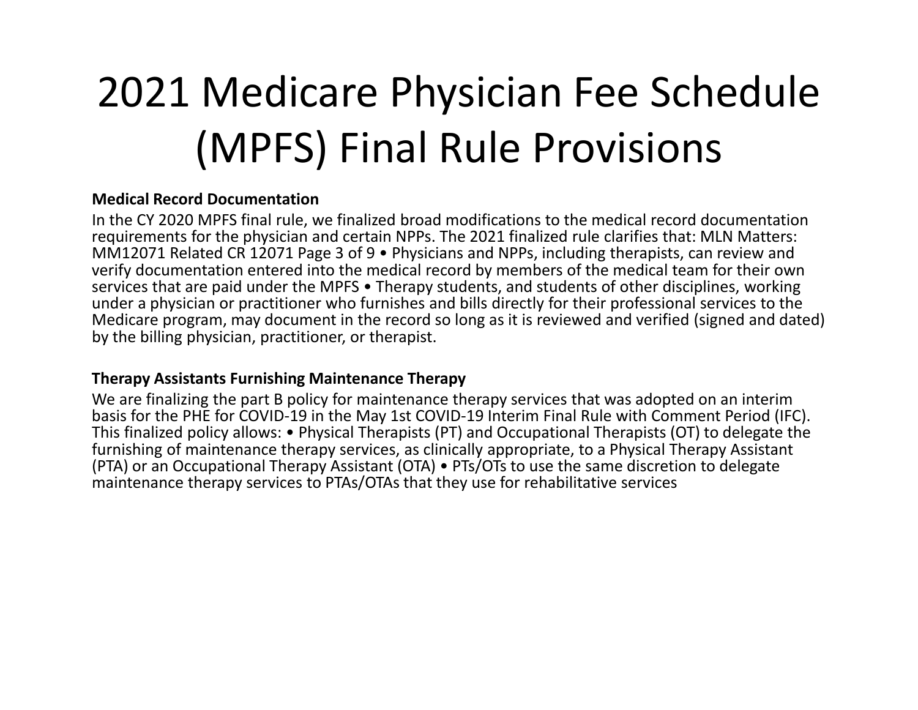# 2021 Medicare Physician Fee Schedule (MPFS) Final Rule Provisions

**Medical Record Documentation**

In the CY 2020 MPFS final rule, we finalized broad modifications to the medical record documentation requirements for the physician and certain NPPs. The 2021 finalized rule clarifies that: MLN Matters: MM12071 Related CR 12071 Page 3 of 9 • Physicians and NPPs, including therapists, can review and verify documentation entered into the medical record by members of the medical team for their own services that are paid under the MPFS • Therapy students, and students of other disciplines, working under a physician or practitioner who furnishes and bills directly for their professional services to the Medicare program, may document in the record so long as it is reviewed and verified (signed and dated) by the billing physician, practitioner, or therapist.

**Therapy Assistants Furnishing Maintenance Therapy**

We are finalizing the part B policy for maintenance therapy services that was adopted on an interim basis for the PHE for COVID-19 in the May 1st COVID-19 Interim Final Rule with Comment Period (IFC). This finalized policy allows: • Physical Therapists (PT) and Occupational Therapists (OT) to delegate the furnishing of maintenance therapy services, as clinically appropriate, to a Physical Therapy Assistant (PTA) or an Occupational Therapy Assistant (OTA) • PTs/OTs to use the same discretion to delegate maintenance therapy services to PTAs/OTAs that they use for rehabilitative services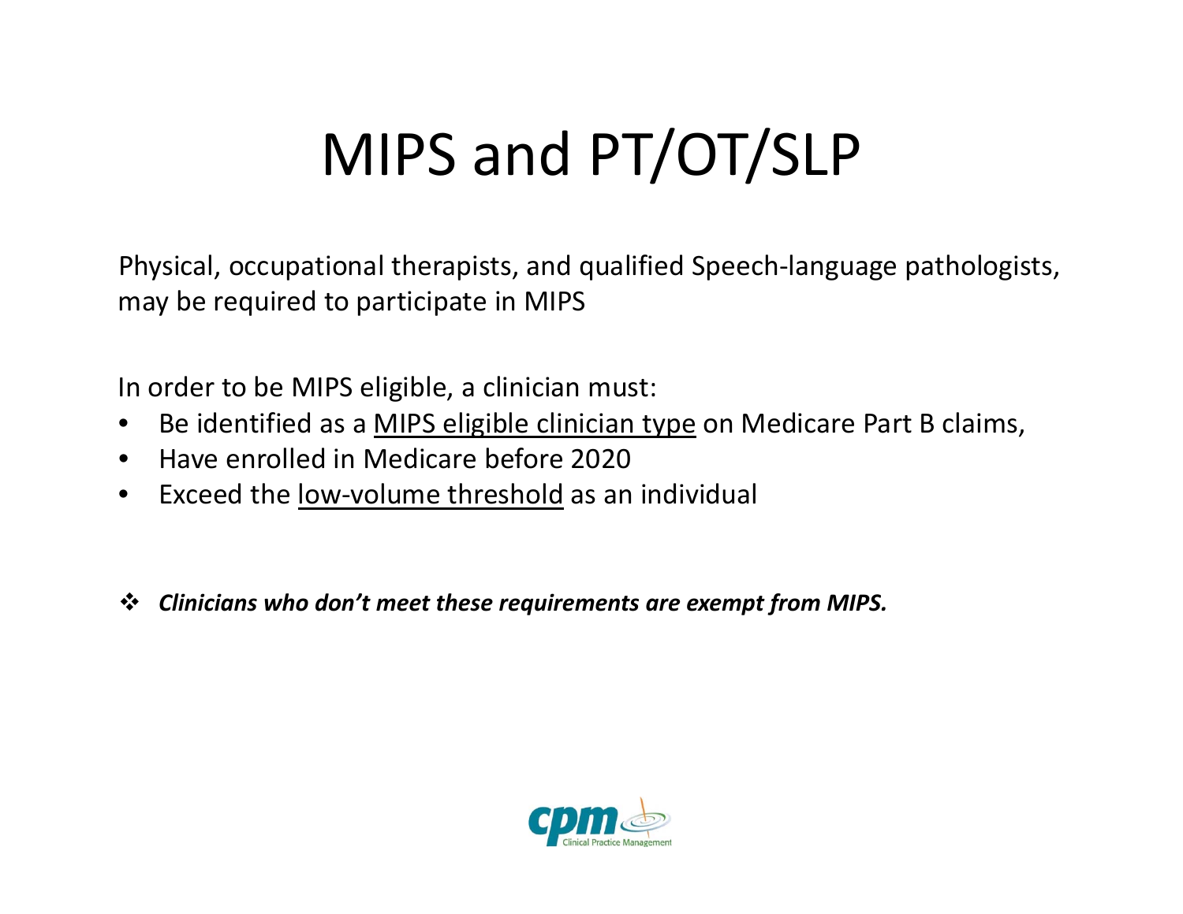# MIPS and PT/OT/SLP

Physical, occupational therapists, and qualified Speech-language pathologists, may be required to participate in MIPS

In order to be MIPS eligible, a clinician must:

- Be identified as a MIPS eligible clinician type on Medicare Part B claims,
- Have enrolled in Medicare before 2020
- Exceed the low-volume threshold as an individual

- ***Clinicians who don't meet these requirements are exempt from MIPS.***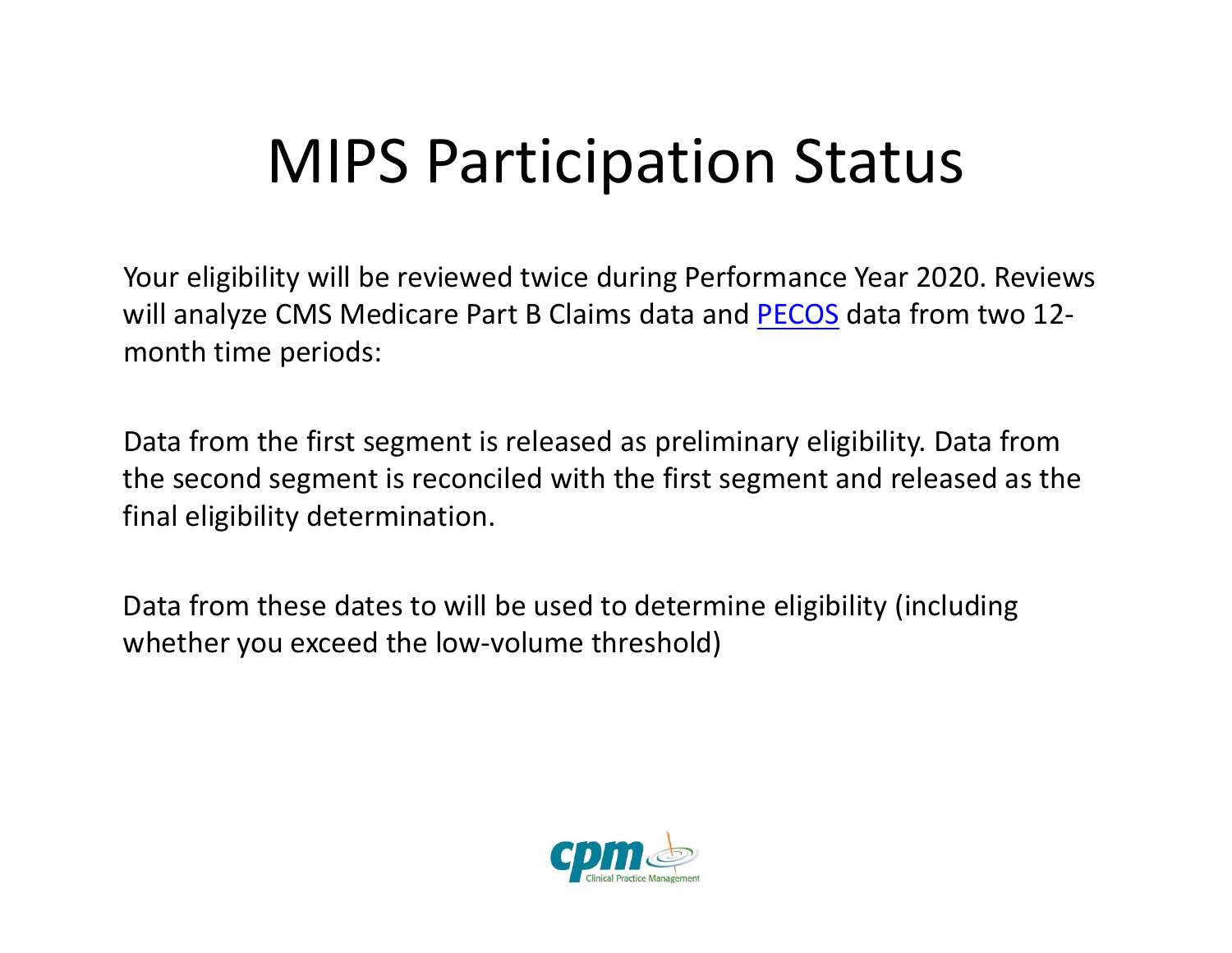# MIPS Participation Status

Your eligibility will be reviewed twice during Performance Year 2020. Reviews will analyze CMS Medicare Part B Claims data and PECOS data from two 12-month time periods:

Data from the first segment is released as preliminary eligibility. Data from the second segment is reconciled with the first segment and released as the final eligibility determination.

Data from these dates to will be used to determine eligibility (including whether you exceed the low-volume threshold)

cpm Clinical Practice Management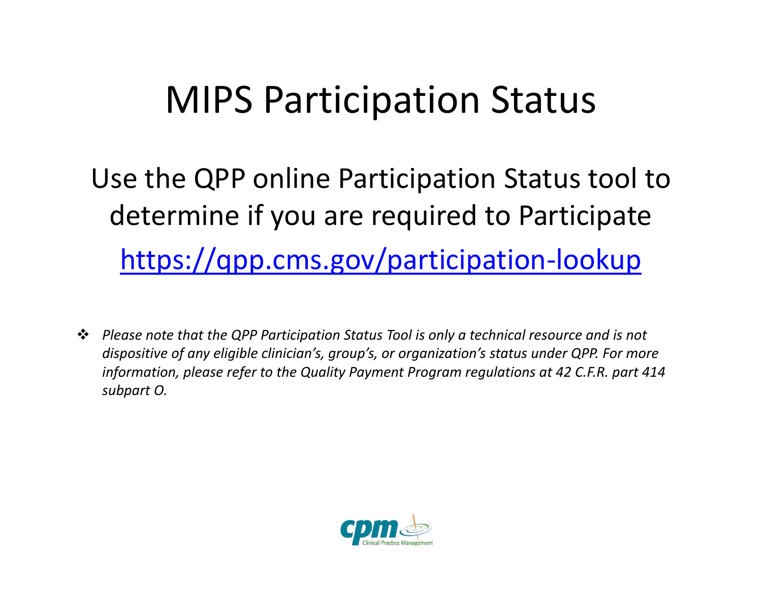# MIPS Participation Status

Use the QPP online Participation Status tool to determine if you are required to Participate

https://qpp.cms.gov/participation-lookup

- *Please note that the QPP Participation Status Tool is only a technical resource and is not dispositive of any eligible clinician's, group's, or organization's status under QPP. For more information, please refer to the Quality Payment Program regulations at 42 C.F.R. part 414 subpart O.*

cpm Clinical Practice Management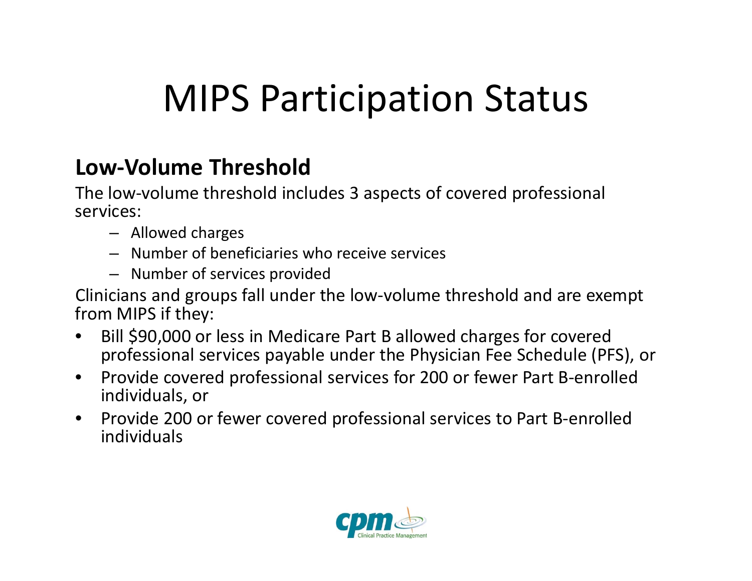# MIPS Participation Status

## Low-Volume Threshold

The low-volume threshold includes 3 aspects of covered professional services:

- Allowed charges
- Number of beneficiaries who receive services
- Number of services provided

Clinicians and groups fall under the low-volume threshold and are exempt from MIPS if they:

- Bill $90,000 or less in Medicare Part B allowed charges for covered professional services payable under the Physician Fee Schedule (PFS), or
- Provide covered professional services for 200 or fewer Part B-enrolled individuals, or
- Provide 200 or fewer covered professional services to Part B-enrolled individuals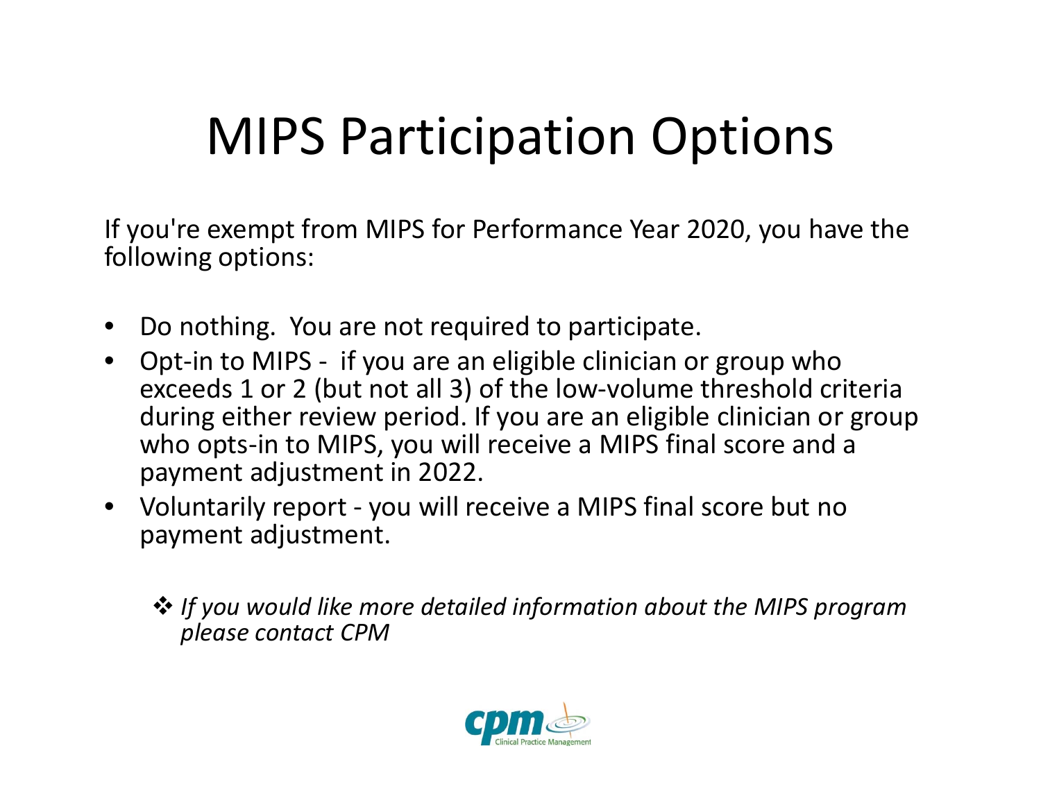# MIPS Participation Options

If you're exempt from MIPS for Performance Year 2020, you have the following options:

- Do nothing. You are not required to participate.
- Opt-in to MIPS - if you are an eligible clinician or group who exceeds 1 or 2 (but not all 3) of the low-volume threshold criteria during either review period. If you are an eligible clinician or group who opts-in to MIPS, you will receive a MIPS final score and a payment adjustment in 2022.
- Voluntarily report - you will receive a MIPS final score but no payment adjustment.

❖ *If you would like more detailed information about the MIPS program please contact CPM*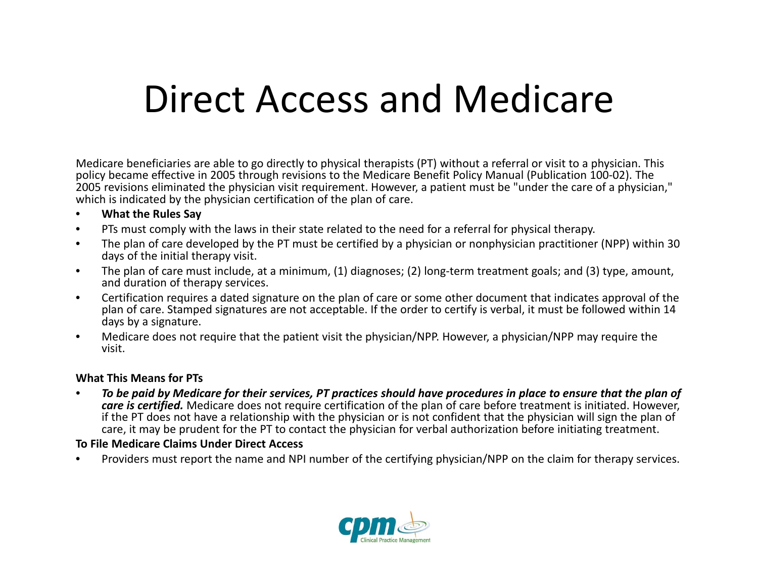# Direct Access and Medicare

Medicare beneficiaries are able to go directly to physical therapists (PT) without a referral or visit to a physician. This policy became effective in 2005 through revisions to the Medicare Benefit Policy Manual (Publication 100-02). The 2005 revisions eliminated the physician visit requirement. However, a patient must be "under the care of a physician," which is indicated by the physician certification of the plan of care.

- **What the Rules Say**
- PTs must comply with the laws in their state related to the need for a referral for physical therapy.
- The plan of care developed by the PT must be certified by a physician or nonphysician practitioner (NPP) within 30 days of the initial therapy visit.
- The plan of care must include, at a minimum, (1) diagnoses; (2) long-term treatment goals; and (3) type, amount, and duration of therapy services.
- Certification requires a dated signature on the plan of care or some other document that indicates approval of the plan of care. Stamped signatures are not acceptable. If the order to certify is verbal, it must be followed within 14 days by a signature.
- Medicare does not require that the patient visit the physician/NPP. However, a physician/NPP may require the visit.

**What This Means for PTs**

- ***To be paid by Medicare for their services, PT practices should have procedures in place to ensure that the plan of care is certified.*** Medicare does not require certification of the plan of care before treatment is initiated. However, if the PT does not have a relationship with the physician or is not confident that the physician will sign the plan of care, it may be prudent for the PT to contact the physician for verbal authorization before initiating treatment.

**To File Medicare Claims Under Direct Access**

- Providers must report the name and NPI number of the certifying physician/NPP on the claim for therapy services.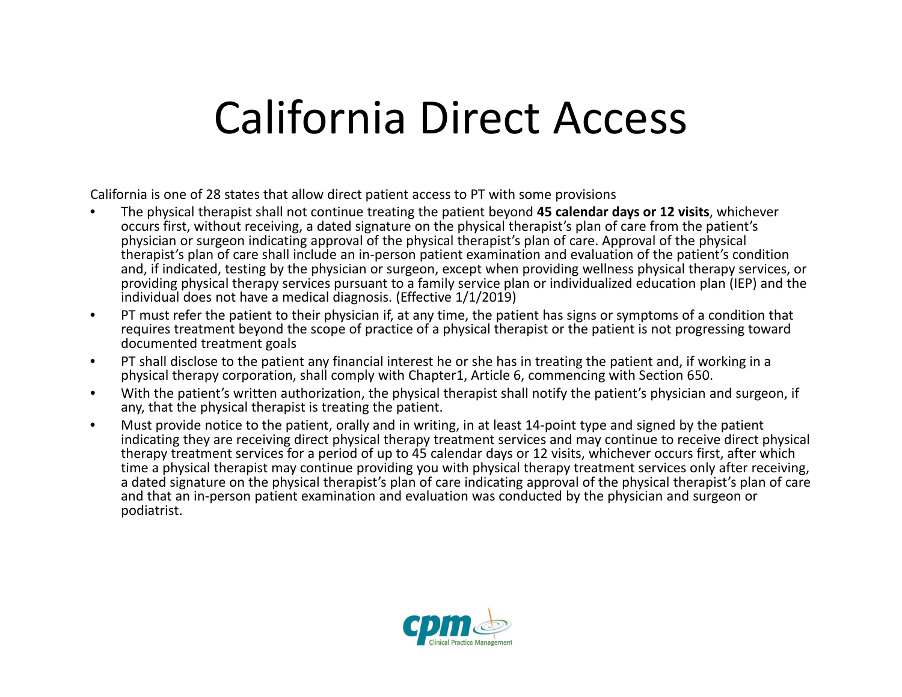# California Direct Access

California is one of 28 states that allow direct patient access to PT with some provisions

- The physical therapist shall not continue treating the patient beyond **45 calendar days or 12 visits**, whichever occurs first, without receiving, a dated signature on the physical therapist's plan of care from the patient's physician or surgeon indicating approval of the physical therapist's plan of care. Approval of the physical therapist's plan of care shall include an in-person patient examination and evaluation of the patient's condition and, if indicated, testing by the physician or surgeon, except when providing wellness physical therapy services, or providing physical therapy services pursuant to a family service plan or individualized education plan (IEP) and the individual does not have a medical diagnosis. (Effective 1/1/2019)
- PT must refer the patient to their physician if, at any time, the patient has signs or symptoms of a condition that requires treatment beyond the scope of practice of a physical therapist or the patient is not progressing toward documented treatment goals
- PT shall disclose to the patient any financial interest he or she has in treating the patient and, if working in a physical therapy corporation, shall comply with Chapter1, Article 6, commencing with Section 650.
- With the patient's written authorization, the physical therapist shall notify the patient's physician and surgeon, if any, that the physical therapist is treating the patient.
- Must provide notice to the patient, orally and in writing, in at least 14-point type and signed by the patient indicating they are receiving direct physical therapy treatment services and may continue to receive direct physical therapy treatment services for a period of up to 45 calendar days or 12 visits, whichever occurs first, after which time a physical therapist may continue providing you with physical therapy treatment services only after receiving, a dated signature on the physical therapist's plan of care indicating approval of the physical therapist's plan of care and that an in-person patient examination and evaluation was conducted by the physician and surgeon or podiatrist.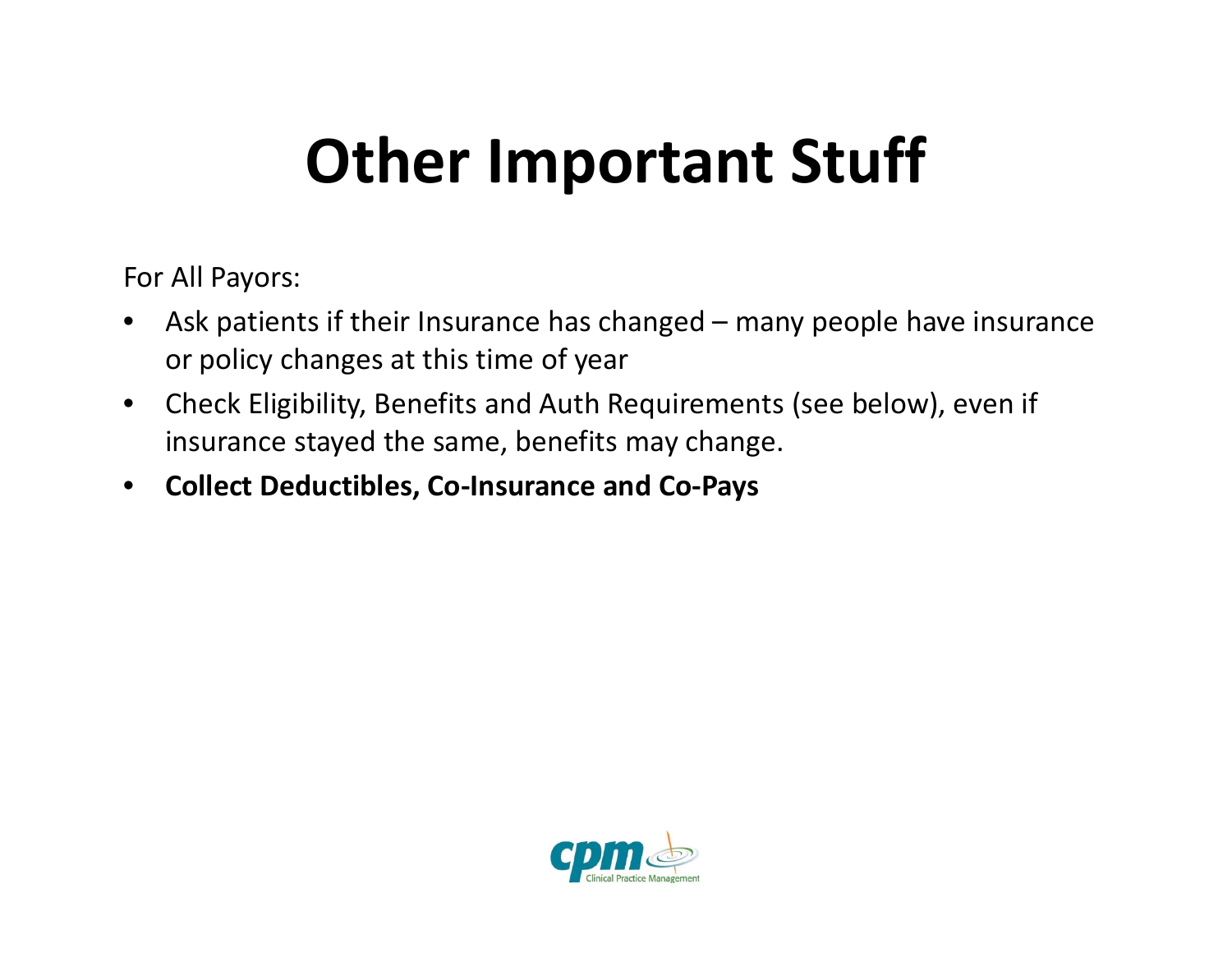# Other Important Stuff

For All Payors:

- Ask patients if their Insurance has changed – many people have insurance or policy changes at this time of year
- Check Eligibility, Benefits and Auth Requirements (see below), even if insurance stayed the same, benefits may change.
- **Collect Deductibles, Co-Insurance and Co-Pays**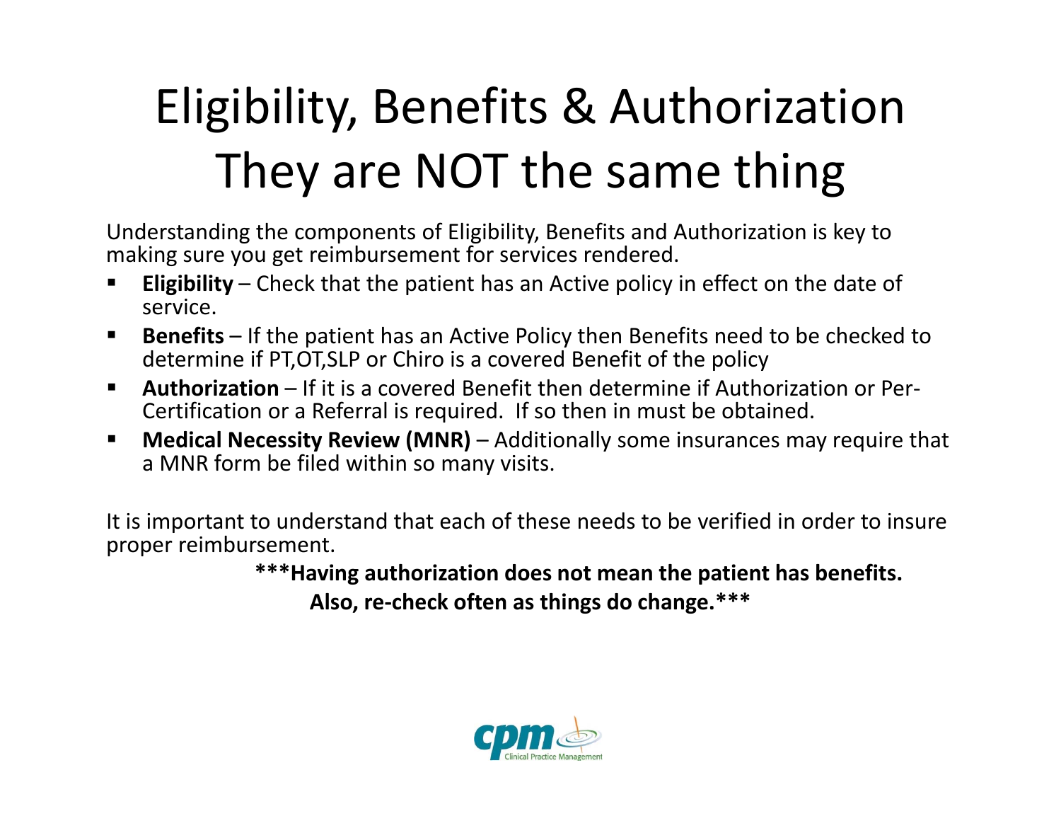# Eligibility, Benefits & Authorization They are NOT the same thing

Understanding the components of Eligibility, Benefits and Authorization is key to making sure you get reimbursement for services rendered.

- **Eligibility** – Check that the patient has an Active policy in effect on the date of service.
- **Benefits** – If the patient has an Active Policy then Benefits need to be checked to determine if PT,OT,SLP or Chiro is a covered Benefit of the policy
- **Authorization** – If it is a covered Benefit then determine if Authorization or Per-Certification or a Referral is required. If so then in must be obtained.
- **Medical Necessity Review (MNR)** – Additionally some insurances may require that a MNR form be filed within so many visits.

It is important to understand that each of these needs to be verified in order to insure proper reimbursement.

**\*\*\*Having authorization does not mean the patient has benefits. Also, re-check often as things do change.\*\*\***

cpm Clinical Practice Management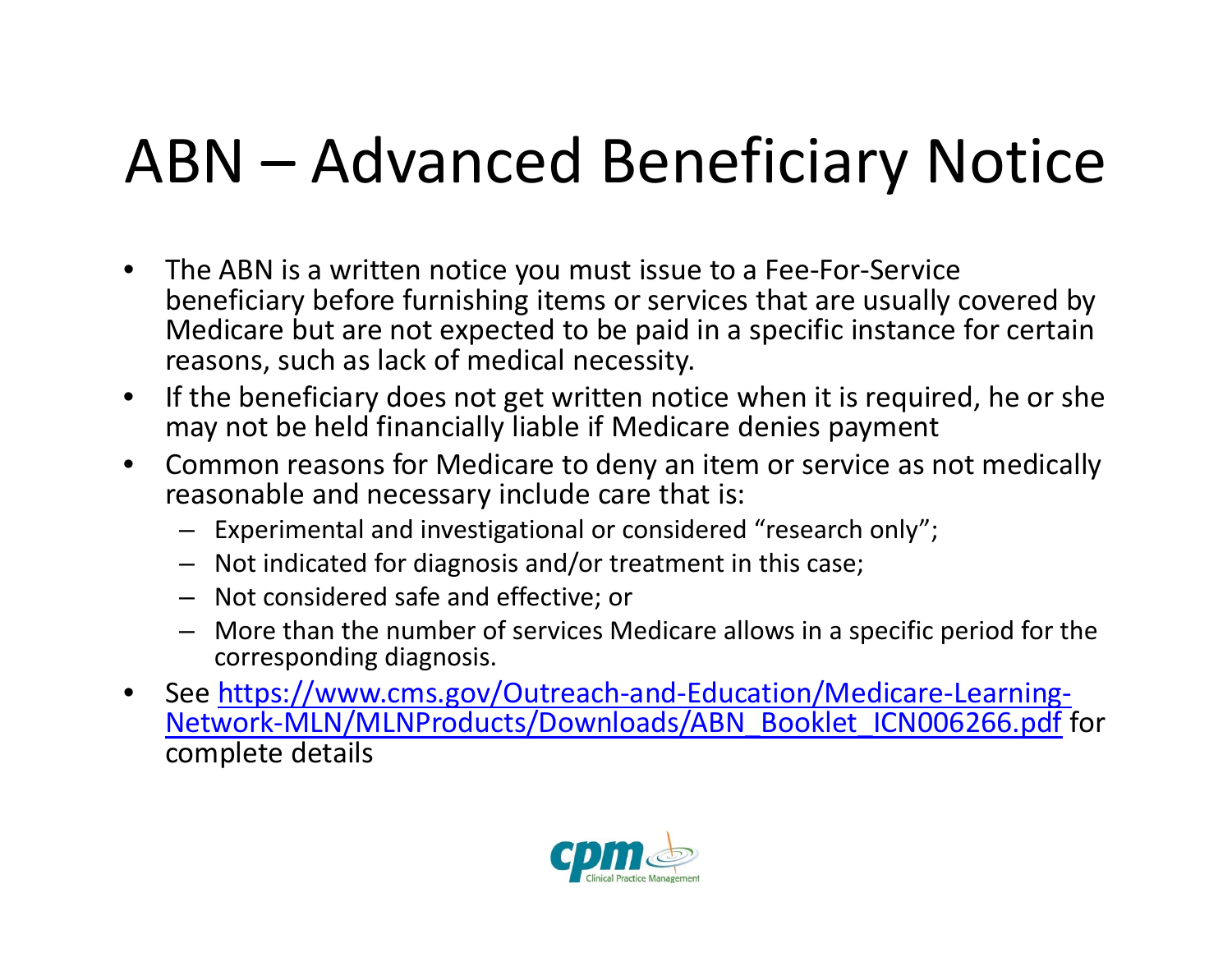# ABN – Advanced Beneficiary Notice

- The ABN is a written notice you must issue to a Fee-For-Service beneficiary before furnishing items or services that are usually covered by Medicare but are not expected to be paid in a specific instance for certain reasons, such as lack of medical necessity.
- If the beneficiary does not get written notice when it is required, he or she may not be held financially liable if Medicare denies payment
- Common reasons for Medicare to deny an item or service as not medically reasonable and necessary include care that is:
  - Experimental and investigational or considered "research only";
  - Not indicated for diagnosis and/or treatment in this case;
  - Not considered safe and effective; or
  - More than the number of services Medicare allows in a specific period for the corresponding diagnosis.
- See [https://www.cms.gov/Outreach-and-Education/Medicare-Learning-Network-MLN/MLNProducts/Downloads/ABN_Booklet_ICN006266.pdf](https://www.cms.gov/Outreach-and-Education/Medicare-Learning-Network-MLN/MLNProducts/Downloads/ABN_Booklet_ICN006266.pdf) for complete details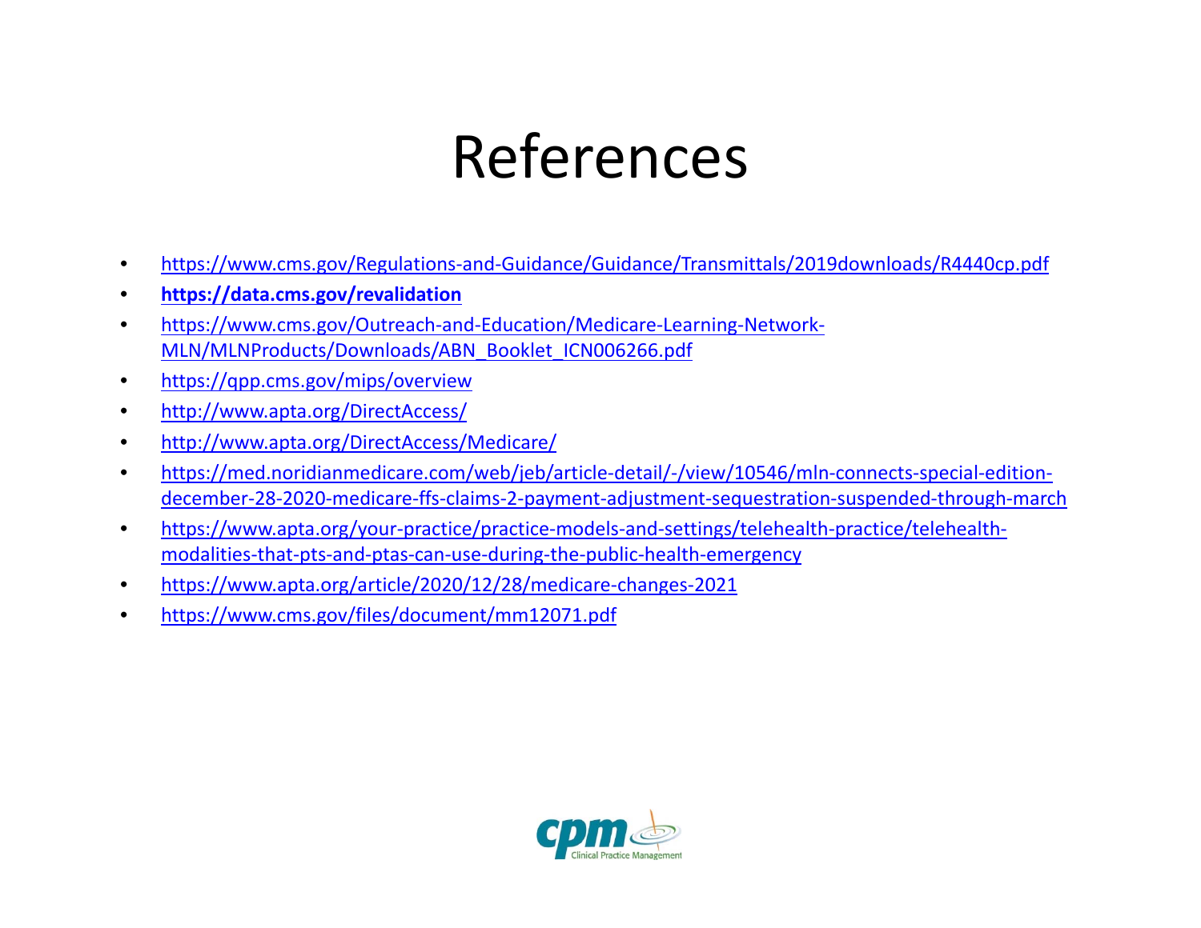# References

- https://www.cms.gov/Regulations-and-Guidance/Guidance/Transmittals/2019downloads/R4440cp.pdf
- **https://data.cms.gov/revalidation**
- https://www.cms.gov/Outreach-and-Education/Medicare-Learning-Network-MLN/MLNProducts/Downloads/ABN_Booklet_ICN006266.pdf
- https://qpp.cms.gov/mips/overview
- http://www.apta.org/DirectAccess/
- http://www.apta.org/DirectAccess/Medicare/
- https://med.noridianmedicare.com/web/jeb/article-detail/-/view/10546/mln-connects-special-edition-december-28-2020-medicare-ffs-claims-2-payment-adjustment-sequestration-suspended-through-march
- https://www.apta.org/your-practice/practice-models-and-settings/telehealth-practice/telehealth-modalities-that-pts-and-ptas-can-use-during-the-public-health-emergency
- https://www.apta.org/article/2020/12/28/medicare-changes-2021
- https://www.cms.gov/files/document/mm12071.pdf

cpm Clinical Practice Management